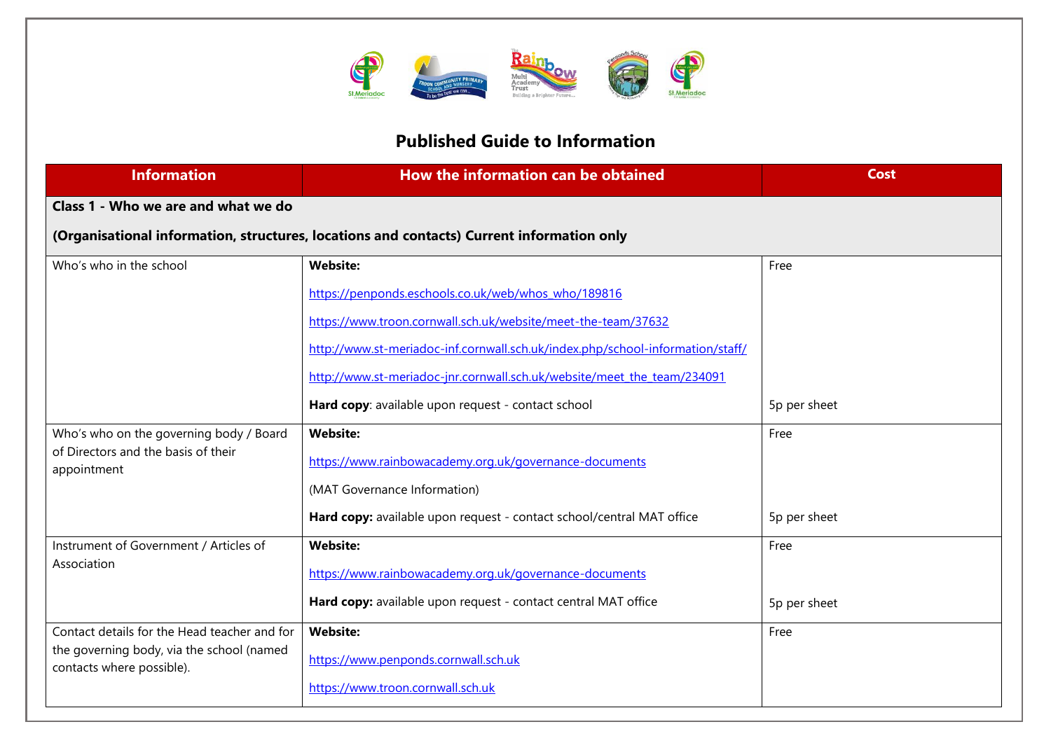# Published Guide to Information

| Information | How the information can be obtained | Cost |
|---|---|---|
| **Class 1 - Who we are and what we do** <br><br> **(Organisational information, structures, locations and contacts) Current information only** | | |
| Who's who in the school | **Website:** <br><br> https://penponds.eschools.co.uk/web/whos_who/189816 <br><br> https://www.troon.cornwall.sch.uk/website/meet-the-team/37632 <br><br> http://www.st-meriadoc-inf.cornwall.sch.uk/index.php/school-information/staff/ <br><br> http://www.st-meriadoc-jnr.cornwall.sch.uk/website/meet_the_team/234091 <br><br> **Hard copy**: available upon request - contact school | Free <br><br><br><br><br><br><br><br><br><br> 5p per sheet |
| Who's who on the governing body / Board of Directors and the basis of their appointment | **Website:** <br><br> https://www.rainbowacademy.org.uk/governance-documents <br><br> (MAT Governance Information) <br><br> **Hard copy:** available upon request - contact school/central MAT office | Free <br><br><br><br><br><br> 5p per sheet |
| Instrument of Government / Articles of Association | **Website:** <br><br> https://www.rainbowacademy.org.uk/governance-documents <br><br> **Hard copy:** available upon request - contact central MAT office | Free <br><br><br><br> 5p per sheet |
| Contact details for the Head teacher and for the governing body, via the school (named contacts where possible). | **Website:** <br><br> https://www.penponds.cornwall.sch.uk <br><br> https://www.troon.cornwall.sch.uk | Free |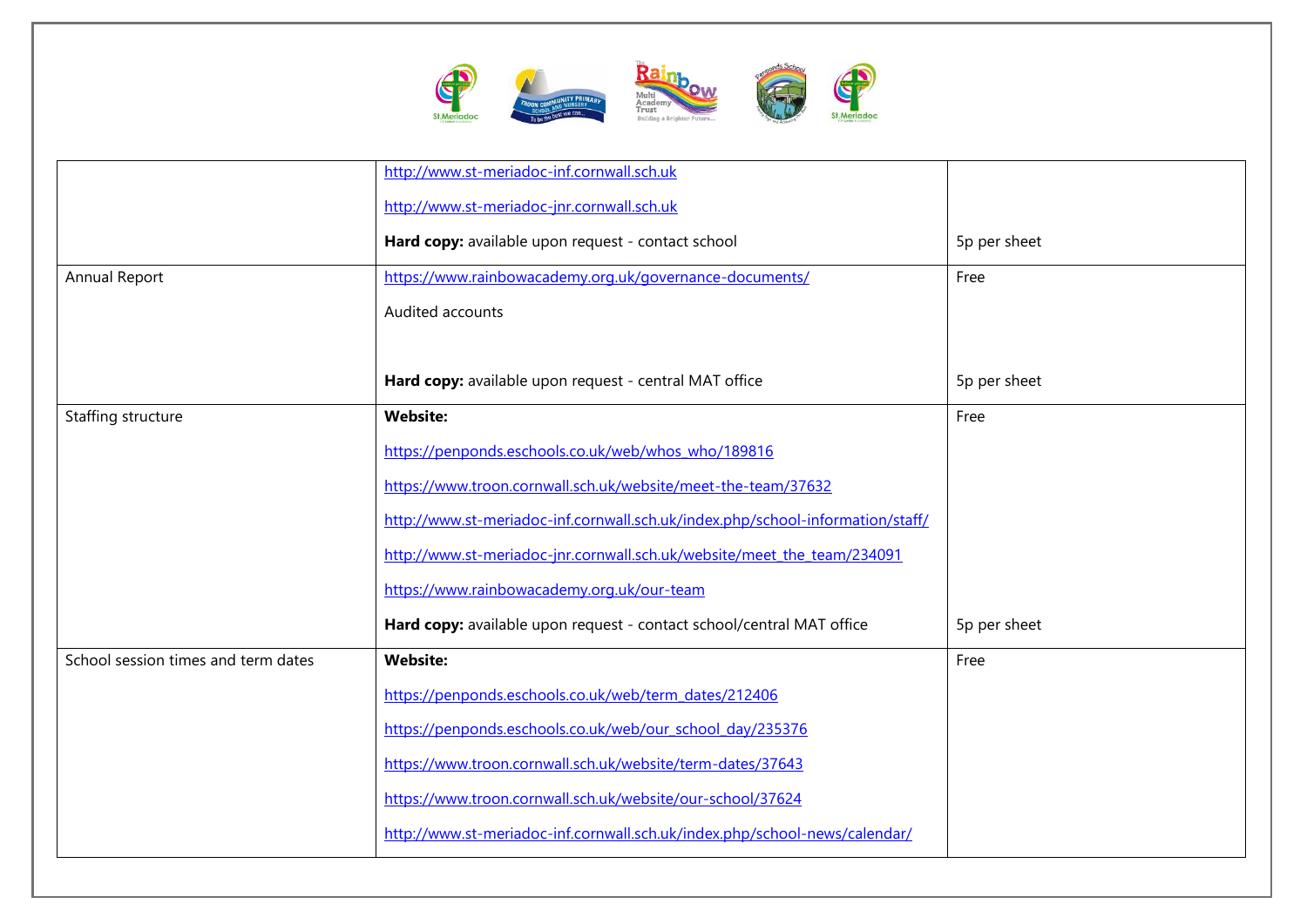| | | |
|---|---|---|
| | http://www.st-meriadoc-inf.cornwall.sch.uk<br><br>http://www.st-meriadoc-jnr.cornwall.sch.uk<br><br>**Hard copy:** available upon request - contact school | <br><br><br><br>5p per sheet |
| Annual Report | https://www.rainbowacademy.org.uk/governance-documents/<br><br>Audited accounts<br><br><br><br>**Hard copy:** available upon request - central MAT office | Free<br><br><br><br><br><br><br>5p per sheet |
| Staffing structure | **Website:**<br><br>https://penponds.eschools.co.uk/web/whos_who/189816<br><br>https://www.troon.cornwall.sch.uk/website/meet-the-team/37632<br><br>http://www.st-meriadoc-inf.cornwall.sch.uk/index.php/school-information/staff/<br><br>http://www.st-meriadoc-jnr.cornwall.sch.uk/website/meet_the_team/234091<br><br>https://www.rainbowacademy.org.uk/our-team<br><br>**Hard copy:** available upon request - contact school/central MAT office | Free<br><br><br><br><br><br><br><br><br><br><br><br>5p per sheet |
| School session times and term dates | **Website:**<br><br>https://penponds.eschools.co.uk/web/term_dates/212406<br><br>https://penponds.eschools.co.uk/web/our_school_day/235376<br><br>https://www.troon.cornwall.sch.uk/website/term-dates/37643<br><br>https://www.troon.cornwall.sch.uk/website/our-school/37624<br><br>http://www.st-meriadoc-inf.cornwall.sch.uk/index.php/school-news/calendar/ | Free |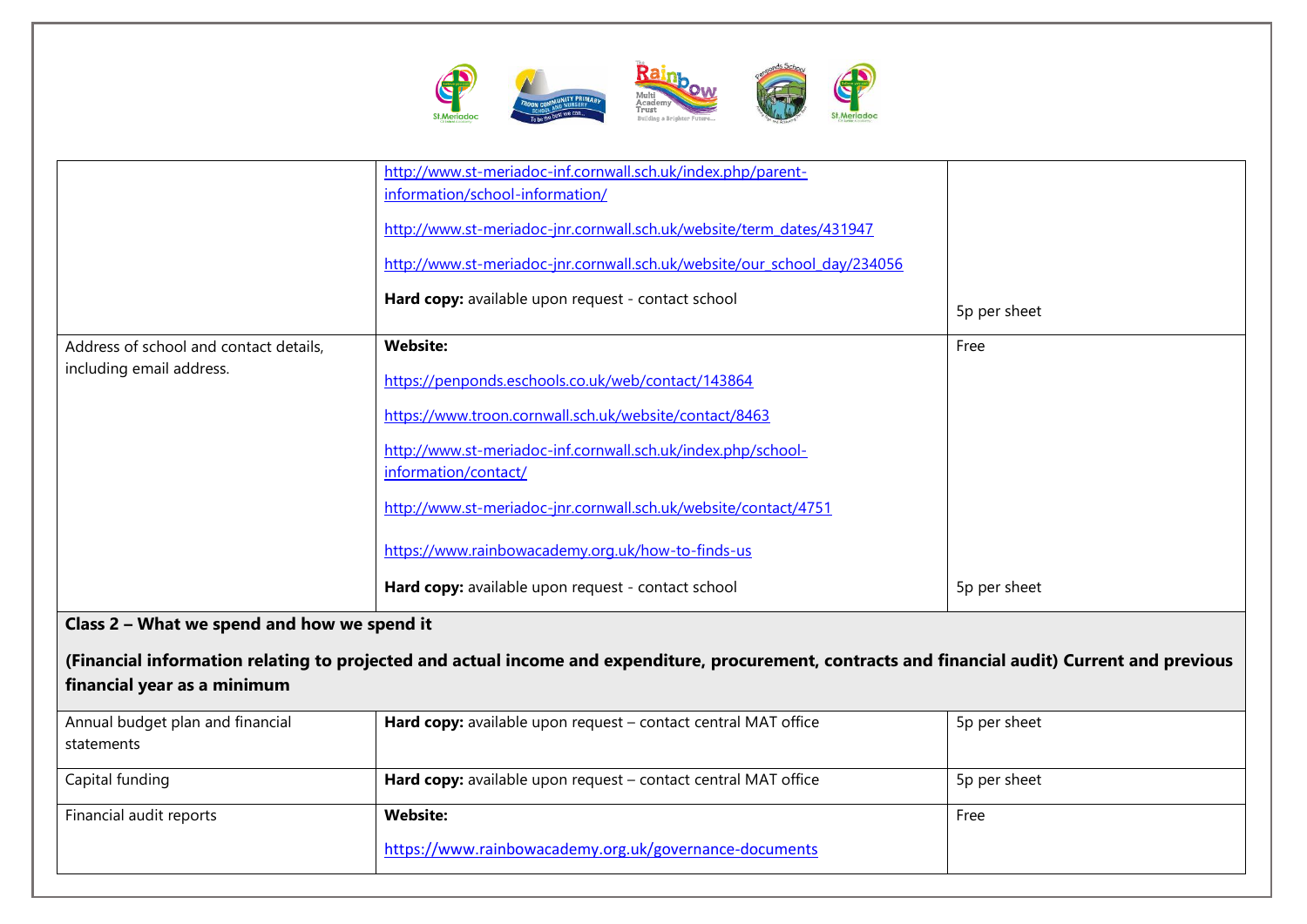| | | |
|---|---|---|
| | http://www.st-meriadoc-inf.cornwall.sch.uk/index.php/parent-information/school-information/<br><br>http://www.st-meriadoc-jnr.cornwall.sch.uk/website/term_dates/431947<br><br>http://www.st-meriadoc-jnr.cornwall.sch.uk/website/our_school_day/234056<br><br>**Hard copy:** available upon request - contact school | 5p per sheet |
| Address of school and contact details, including email address. | **Website:**<br><br>https://penponds.eschools.co.uk/web/contact/143864<br><br>https://www.troon.cornwall.sch.uk/website/contact/8463<br><br>http://www.st-meriadoc-inf.cornwall.sch.uk/index.php/school-information/contact/<br><br>http://www.st-meriadoc-jnr.cornwall.sch.uk/website/contact/4751<br><br>https://www.rainbowacademy.org.uk/how-to-finds-us<br><br>**Hard copy:** available upon request - contact school | Free<br><br><br><br><br><br><br><br><br><br><br><br>5p per sheet |
| **Class 2 – What we spend and how we spend it**<br><br>**(Financial information relating to projected and actual income and expenditure, procurement, contracts and financial audit) Current and previous financial year as a minimum** | | |
| Annual budget plan and financial statements | **Hard copy:** available upon request – contact central MAT office | 5p per sheet |
| Capital funding | **Hard copy:** available upon request – contact central MAT office | 5p per sheet |
| Financial audit reports | **Website:**<br><br>https://www.rainbowacademy.org.uk/governance-documents | Free |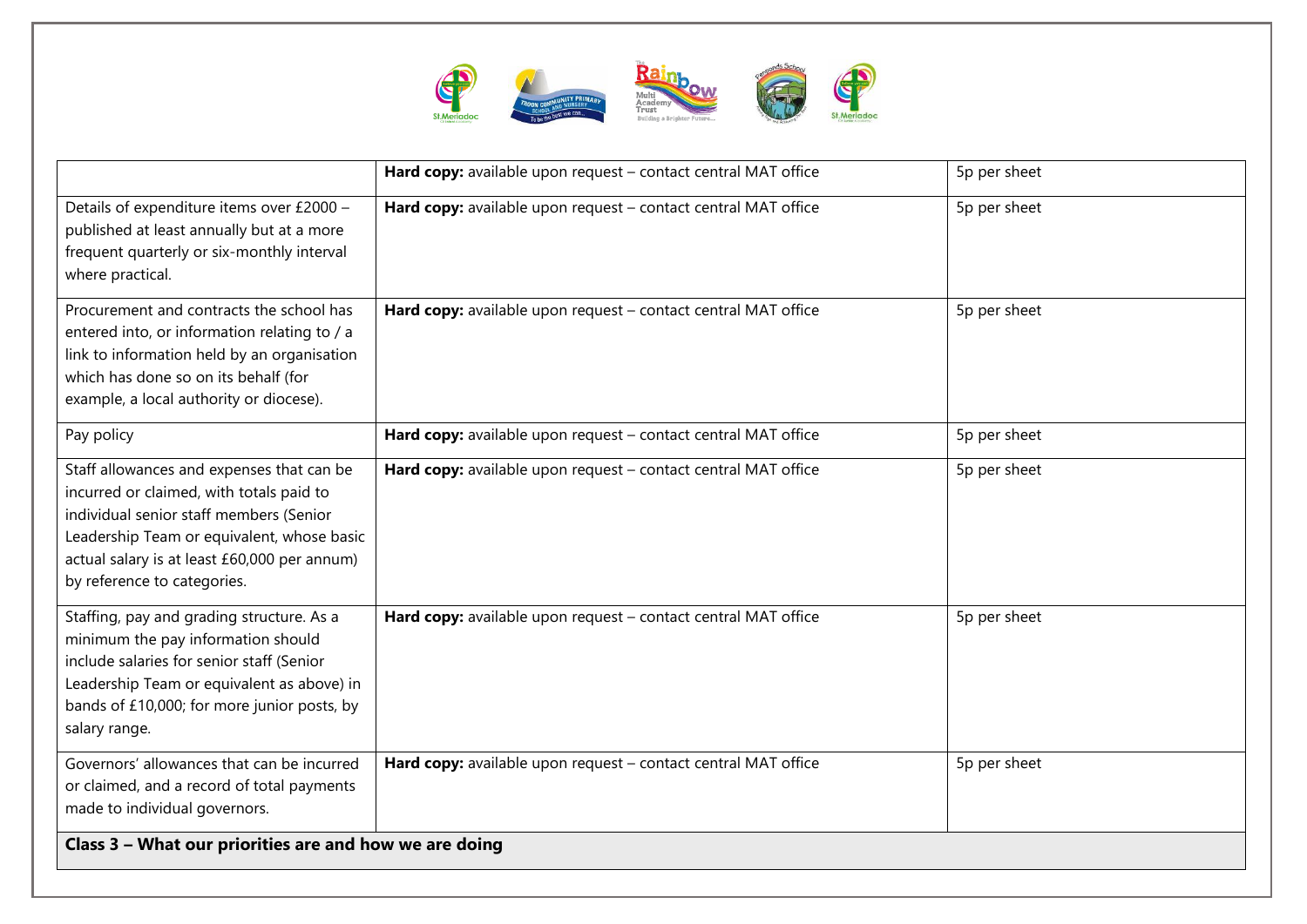| | | |
|---|---|---|
| | **Hard copy:** available upon request – contact central MAT office | 5p per sheet |
| Details of expenditure items over £2000 – published at least annually but at a more frequent quarterly or six-monthly interval where practical. | **Hard copy:** available upon request – contact central MAT office | 5p per sheet |
| Procurement and contracts the school has entered into, or information relating to / a link to information held by an organisation which has done so on its behalf (for example, a local authority or diocese). | **Hard copy:** available upon request – contact central MAT office | 5p per sheet |
| Pay policy | **Hard copy:** available upon request – contact central MAT office | 5p per sheet |
| Staff allowances and expenses that can be incurred or claimed, with totals paid to individual senior staff members (Senior Leadership Team or equivalent, whose basic actual salary is at least £60,000 per annum) by reference to categories. | **Hard copy:** available upon request – contact central MAT office | 5p per sheet |
| Staffing, pay and grading structure. As a minimum the pay information should include salaries for senior staff (Senior Leadership Team or equivalent as above) in bands of £10,000; for more junior posts, by salary range. | **Hard copy:** available upon request – contact central MAT office | 5p per sheet |
| Governors' allowances that can be incurred or claimed, and a record of total payments made to individual governors. | **Hard copy:** available upon request – contact central MAT office | 5p per sheet |
| **Class 3 – What our priorities are and how we are doing** | | |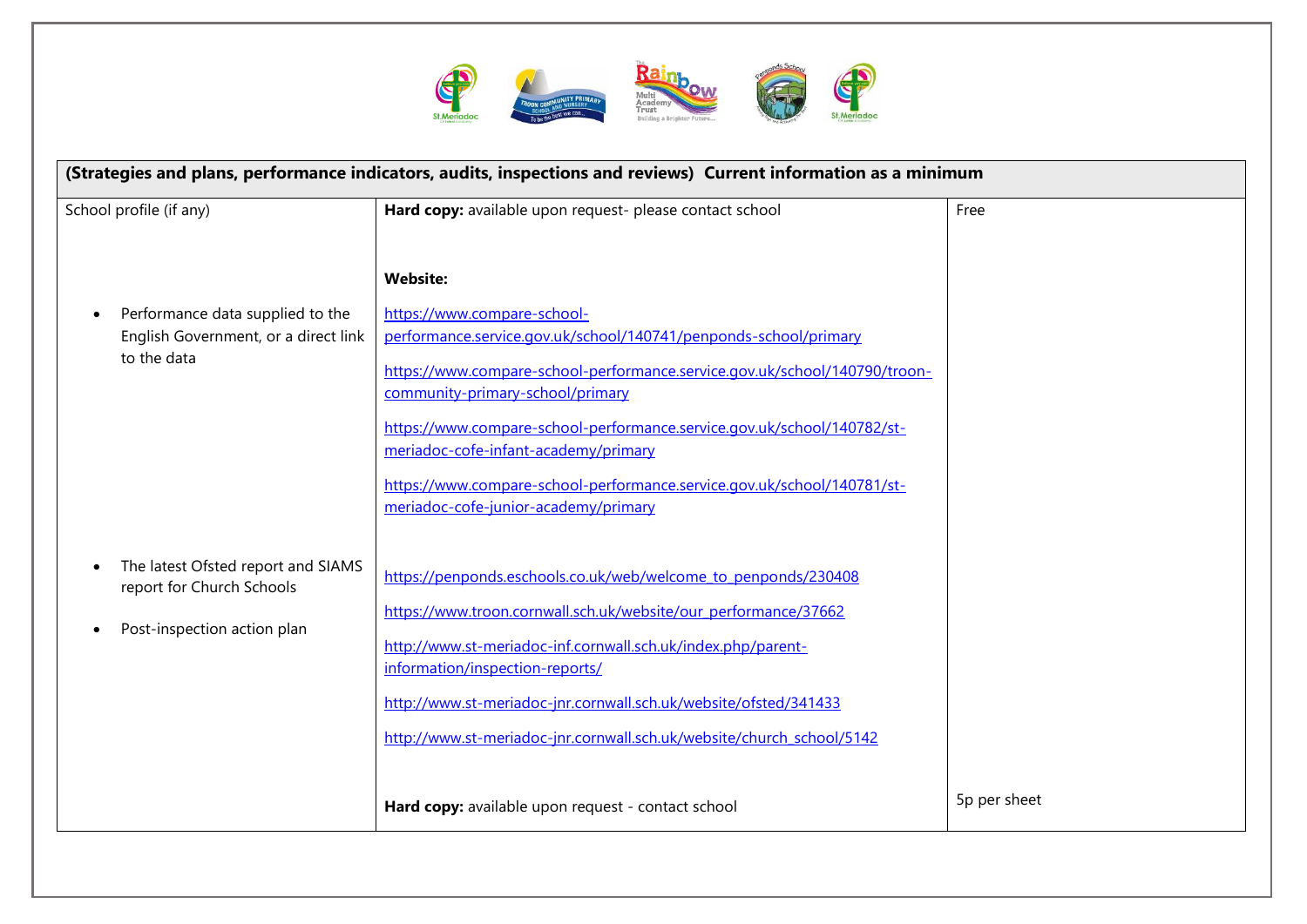| (Strategies and plans, performance indicators, audits, inspections and reviews) Current information as a minimum | | |
|---|---|---|
| School profile (if any)<br><br>• Performance data supplied to the English Government, or a direct link to the data<br><br>• The latest Ofsted report and SIAMS report for Church Schools<br><br>• Post-inspection action plan | **Hard copy:** available upon request- please contact school<br><br>**Website:**<br><br>https://www.compare-school-performance.service.gov.uk/school/140741/penponds-school/primary<br><br>https://www.compare-school-performance.service.gov.uk/school/140790/troon-community-primary-school/primary<br><br>https://www.compare-school-performance.service.gov.uk/school/140782/st-meriadoc-cofe-infant-academy/primary<br><br>https://www.compare-school-performance.service.gov.uk/school/140781/st-meriadoc-cofe-junior-academy/primary<br><br>https://penponds.eschools.co.uk/web/welcome_to_penponds/230408<br><br>https://www.troon.cornwall.sch.uk/website/our_performance/37662<br><br>http://www.st-meriadoc-inf.cornwall.sch.uk/index.php/parent-information/inspection-reports/<br><br>http://www.st-meriadoc-jnr.cornwall.sch.uk/website/ofsted/341433<br><br>http://www.st-meriadoc-jnr.cornwall.sch.uk/website/church_school/5142<br><br>**Hard copy:** available upon request - contact school | Free<br><br><br><br><br><br><br><br><br><br><br><br><br><br><br><br>5p per sheet |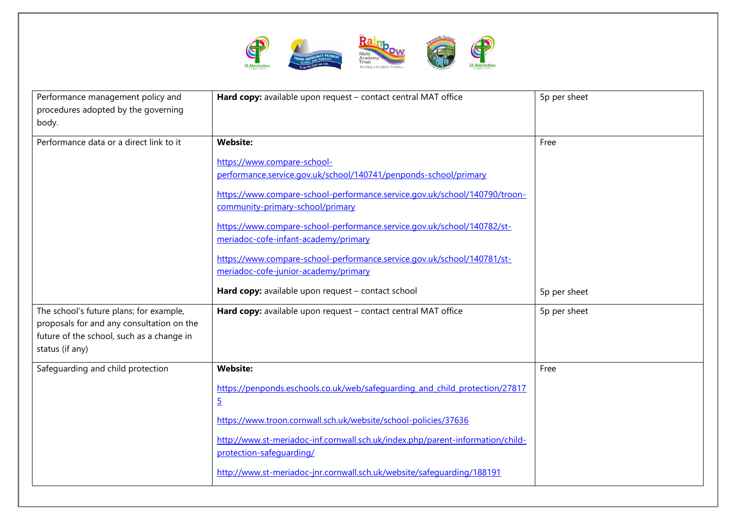| | | |
|---|---|---|
| Performance management policy and procedures adopted by the governing body. | **Hard copy:** available upon request – contact central MAT office | 5p per sheet |
| Performance data or a direct link to it | **Website:**<br><br>https://www.compare-school-performance.service.gov.uk/school/140741/penponds-school/primary<br><br>https://www.compare-school-performance.service.gov.uk/school/140790/troon-community-primary-school/primary<br><br>https://www.compare-school-performance.service.gov.uk/school/140782/st-meriadoc-cofe-infant-academy/primary<br><br>https://www.compare-school-performance.service.gov.uk/school/140781/st-meriadoc-cofe-junior-academy/primary<br><br>**Hard copy:** available upon request – contact school | Free<br><br><br><br><br><br><br><br><br><br>5p per sheet |
| The school's future plans; for example, proposals for and any consultation on the future of the school, such as a change in status (if any) | **Hard copy:** available upon request – contact central MAT office | 5p per sheet |
| Safeguarding and child protection | **Website:**<br><br>https://penponds.eschools.co.uk/web/safeguarding_and_child_protection/278175<br><br>https://www.troon.cornwall.sch.uk/website/school-policies/37636<br><br>http://www.st-meriadoc-inf.cornwall.sch.uk/index.php/parent-information/child-protection-safeguarding/<br><br>http://www.st-meriadoc-jnr.cornwall.sch.uk/website/safeguarding/188191 | Free |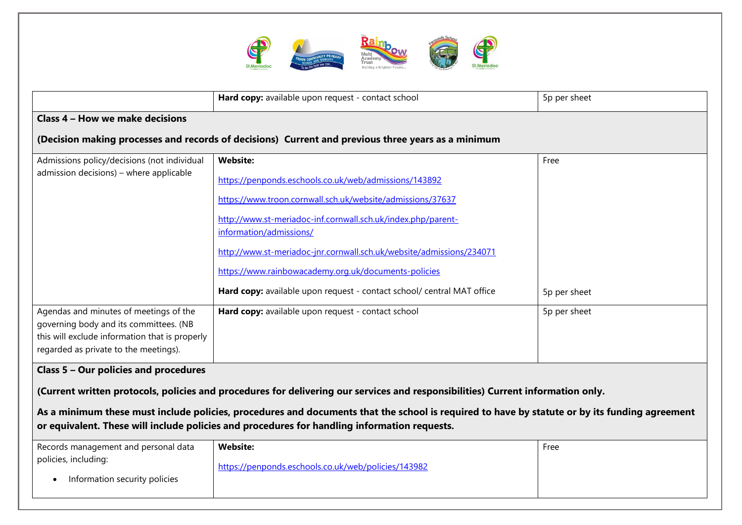| | **Hard copy:** available upon request - contact school | 5p per sheet |
|---|---|---|
| **Class 4 – How we make decisions**<br><br>**(Decision making processes and records of decisions) Current and previous three years as a minimum** | | |
| Admissions policy/decisions (not individual admission decisions) – where applicable | **Website:**<br><br>https://penponds.eschools.co.uk/web/admissions/143892<br><br>https://www.troon.cornwall.sch.uk/website/admissions/37637<br><br>http://www.st-meriadoc-inf.cornwall.sch.uk/index.php/parent-information/admissions/<br><br>http://www.st-meriadoc-jnr.cornwall.sch.uk/website/admissions/234071<br><br>https://www.rainbowacademy.org.uk/documents-policies<br><br>**Hard copy:** available upon request - contact school/ central MAT office | Free<br><br><br><br><br><br><br><br><br><br><br><br>5p per sheet |
| Agendas and minutes of meetings of the governing body and its committees. (NB this will exclude information that is properly regarded as private to the meetings). | **Hard copy:** available upon request - contact school | 5p per sheet |
| **Class 5 – Our policies and procedures**<br><br>**(Current written protocols, policies and procedures for delivering our services and responsibilities) Current information only.**<br><br>**As a minimum these must include policies, procedures and documents that the school is required to have by statute or by its funding agreement or equivalent. These will include policies and procedures for handling information requests.** | | |
| Records management and personal data policies, including:<br><br>• Information security policies | **Website:**<br><br>https://penponds.eschools.co.uk/web/policies/143982 | Free |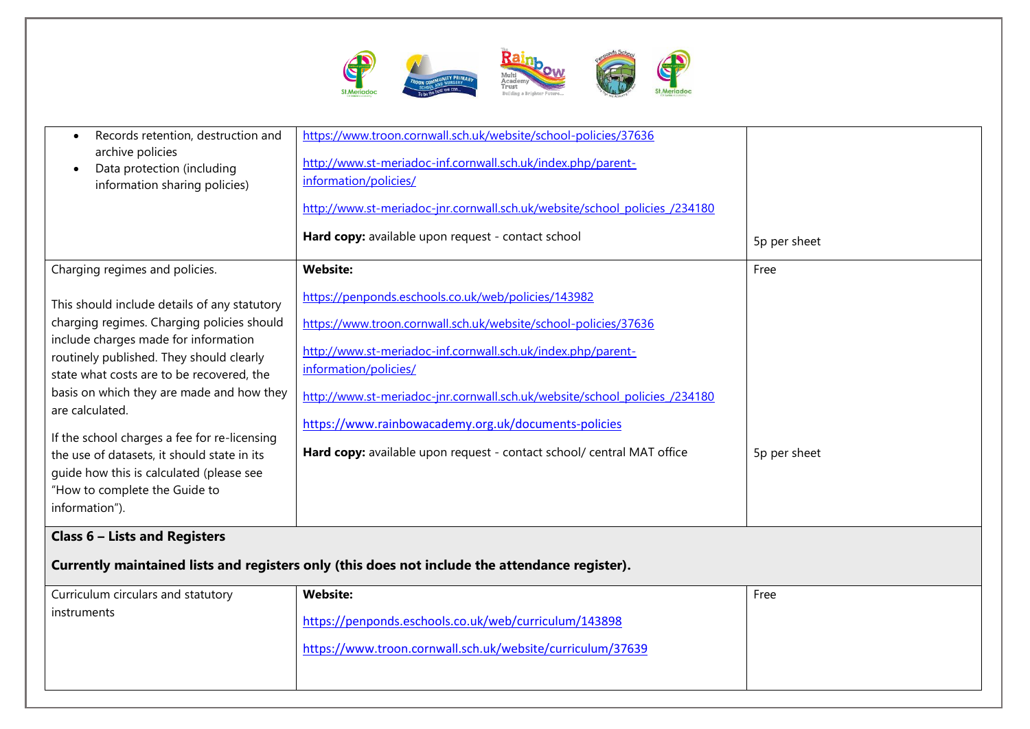| | | |
|---|---|---|
| • Records retention, destruction and archive policies<br>• Data protection (including information sharing policies) | https://www.troon.cornwall.sch.uk/website/school-policies/37636<br><br>http://www.st-meriadoc-inf.cornwall.sch.uk/index.php/parent-information/policies/<br><br>http://www.st-meriadoc-jnr.cornwall.sch.uk/website/school_policies_/234180<br><br>**Hard copy:** available upon request - contact school | <br><br><br><br><br><br>5p per sheet |
| Charging regimes and policies.<br><br>This should include details of any statutory charging regimes. Charging policies should include charges made for information routinely published. They should clearly state what costs are to be recovered, the basis on which they are made and how they are calculated.<br><br>If the school charges a fee for re-licensing the use of datasets, it should state in its guide how this is calculated (please see "How to complete the Guide to information"). | **Website:**<br><br>https://penponds.eschools.co.uk/web/policies/143982<br><br>https://www.troon.cornwall.sch.uk/website/school-policies/37636<br><br>http://www.st-meriadoc-inf.cornwall.sch.uk/index.php/parent-information/policies/<br><br>http://www.st-meriadoc-jnr.cornwall.sch.uk/website/school_policies_/234180<br><br>https://www.rainbowacademy.org.uk/documents-policies<br><br>**Hard copy:** available upon request - contact school/ central MAT office | Free<br><br><br><br><br><br><br><br><br><br><br><br>5p per sheet |
| **Class 6 – Lists and Registers**<br><br>**Currently maintained lists and registers only (this does not include the attendance register).** | | |
| Curriculum circulars and statutory instruments | **Website:**<br><br>https://penponds.eschools.co.uk/web/curriculum/143898<br><br>https://www.troon.cornwall.sch.uk/website/curriculum/37639 | Free |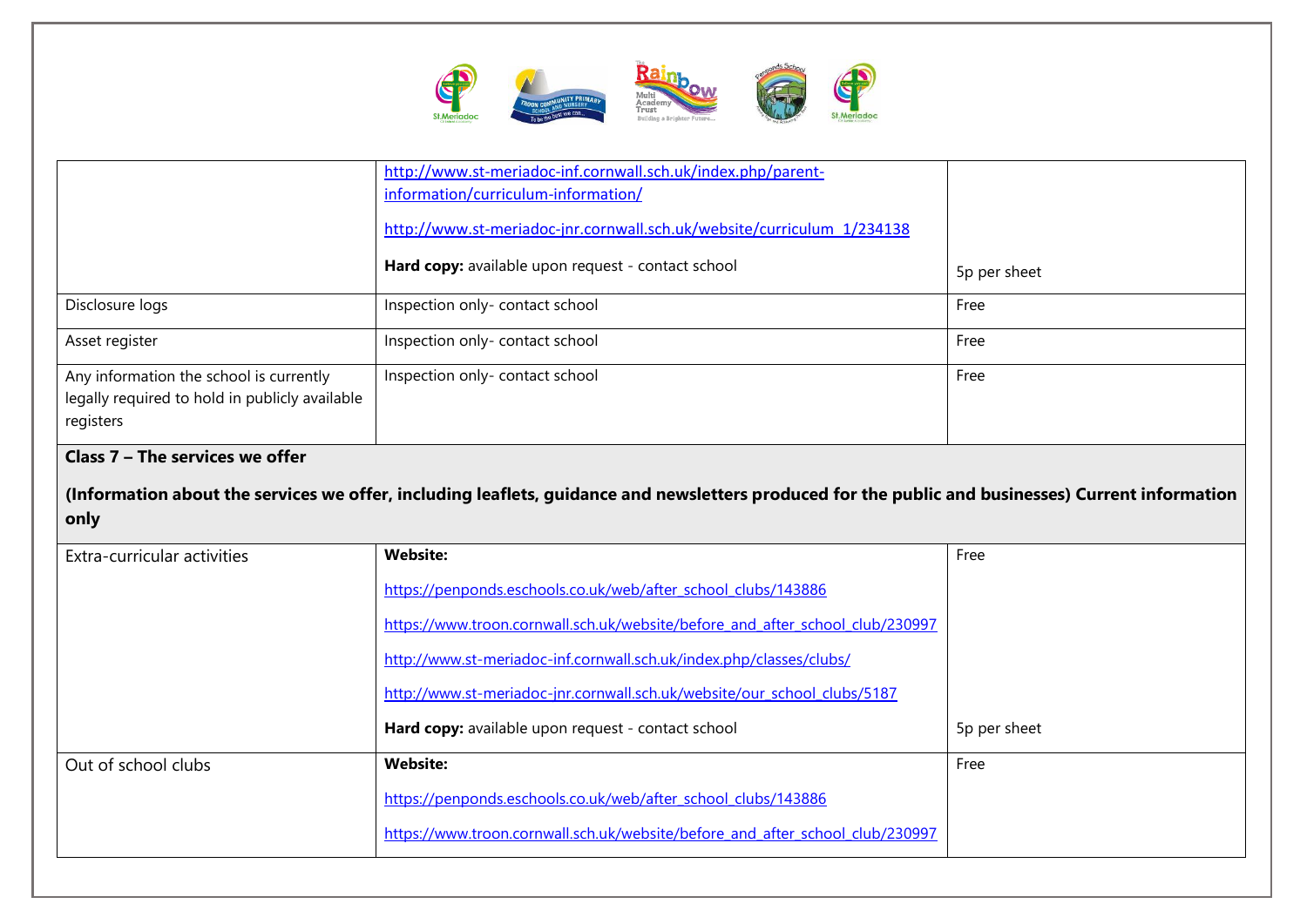| | | |
|---|---|---|
| | http://www.st-meriadoc-inf.cornwall.sch.uk/index.php/parent-information/curriculum-information/<br><br>http://www.st-meriadoc-jnr.cornwall.sch.uk/website/curriculum_1/234138<br><br>**Hard copy:** available upon request - contact school | 5p per sheet |
| Disclosure logs | Inspection only- contact school | Free |
| Asset register | Inspection only- contact school | Free |
| Any information the school is currently legally required to hold in publicly available registers | Inspection only- contact school | Free |
| **Class 7 – The services we offer**<br><br>**(Information about the services we offer, including leaflets, guidance and newsletters produced for the public and businesses) Current information only** | | |
| Extra-curricular activities | **Website:**<br><br>https://penponds.eschools.co.uk/web/after_school_clubs/143886<br><br>https://www.troon.cornwall.sch.uk/website/before_and_after_school_club/230997<br><br>http://www.st-meriadoc-inf.cornwall.sch.uk/index.php/classes/clubs/<br><br>http://www.st-meriadoc-jnr.cornwall.sch.uk/website/our_school_clubs/5187<br><br>**Hard copy:** available upon request - contact school | Free<br><br><br><br><br><br><br><br><br><br>5p per sheet |
| Out of school clubs | **Website:**<br><br>https://penponds.eschools.co.uk/web/after_school_clubs/143886<br><br>https://www.troon.cornwall.sch.uk/website/before_and_after_school_club/230997 | Free |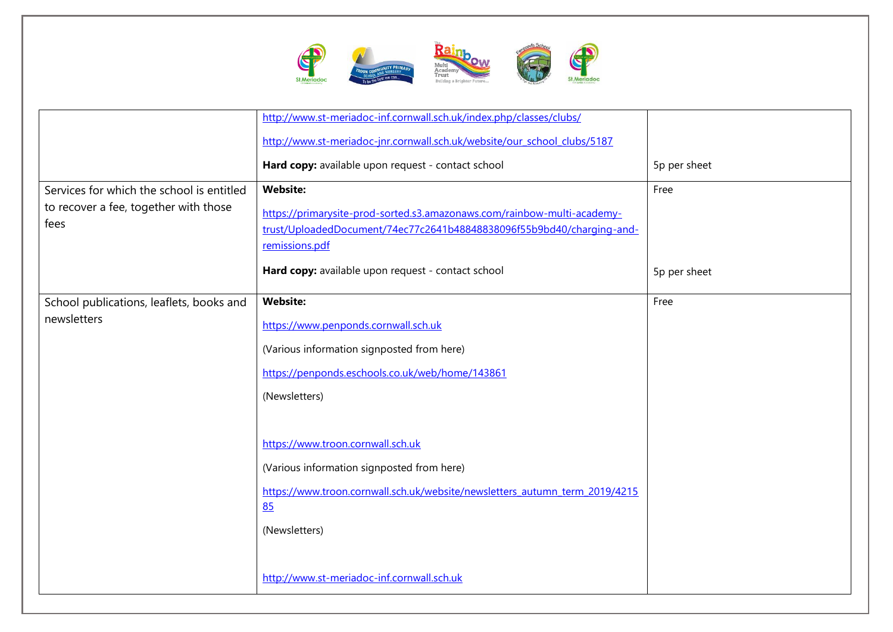|  |  |  |
|---|---|---|
|  | http://www.st-meriadoc-inf.cornwall.sch.uk/index.php/classes/clubs/<br><br>http://www.st-meriadoc-jnr.cornwall.sch.uk/website/our_school_clubs/5187<br><br>**Hard copy:** available upon request - contact school | <br><br><br><br>5p per sheet |
| Services for which the school is entitled to recover a fee, together with those fees | **Website:**<br><br>https://primarysite-prod-sorted.s3.amazonaws.com/rainbow-multi-academy-trust/UploadedDocument/74ec77c2641b48848838096f55b9bd40/charging-and-remissions.pdf<br><br>**Hard copy:** available upon request - contact school | Free<br><br><br><br><br><br>5p per sheet |
| School publications, leaflets, books and newsletters | **Website:**<br><br>https://www.penponds.cornwall.sch.uk<br><br>(Various information signposted from here)<br><br>https://penponds.eschools.co.uk/web/home/143861<br><br>(Newsletters)<br><br>https://www.troon.cornwall.sch.uk<br><br>(Various information signposted from here)<br><br>https://www.troon.cornwall.sch.uk/website/newsletters_autumn_term_2019/421585<br><br>(Newsletters)<br><br>http://www.st-meriadoc-inf.cornwall.sch.uk | Free |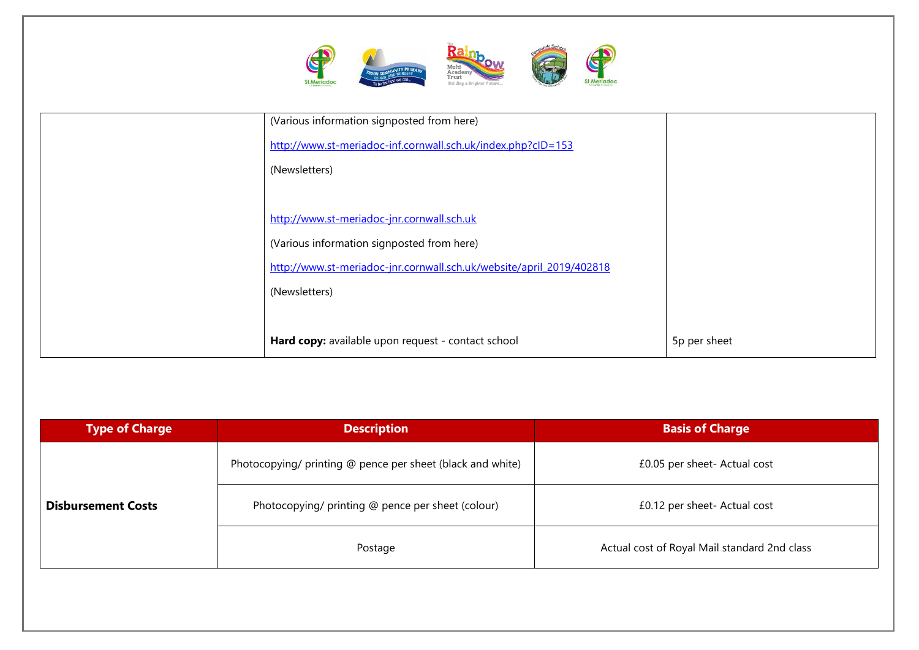| | | |
|---|---|---|
| | (Various information signposted from here)<br><br>http://www.st-meriadoc-inf.cornwall.sch.uk/index.php?cID=153<br><br>(Newsletters)<br><br>http://www.st-meriadoc-jnr.cornwall.sch.uk<br><br>(Various information signposted from here)<br><br>http://www.st-meriadoc-jnr.cornwall.sch.uk/website/april_2019/402818<br><br>(Newsletters)<br><br>**Hard copy:** available upon request - contact school | 5p per sheet |

| Type of Charge | Description | Basis of Charge |
|---|---|---|
| **Disbursement Costs** | Photocopying/ printing @ pence per sheet (black and white) | £0.05 per sheet- Actual cost |
| | Photocopying/ printing @ pence per sheet (colour) | £0.12 per sheet- Actual cost |
| | Postage | Actual cost of Royal Mail standard 2nd class |